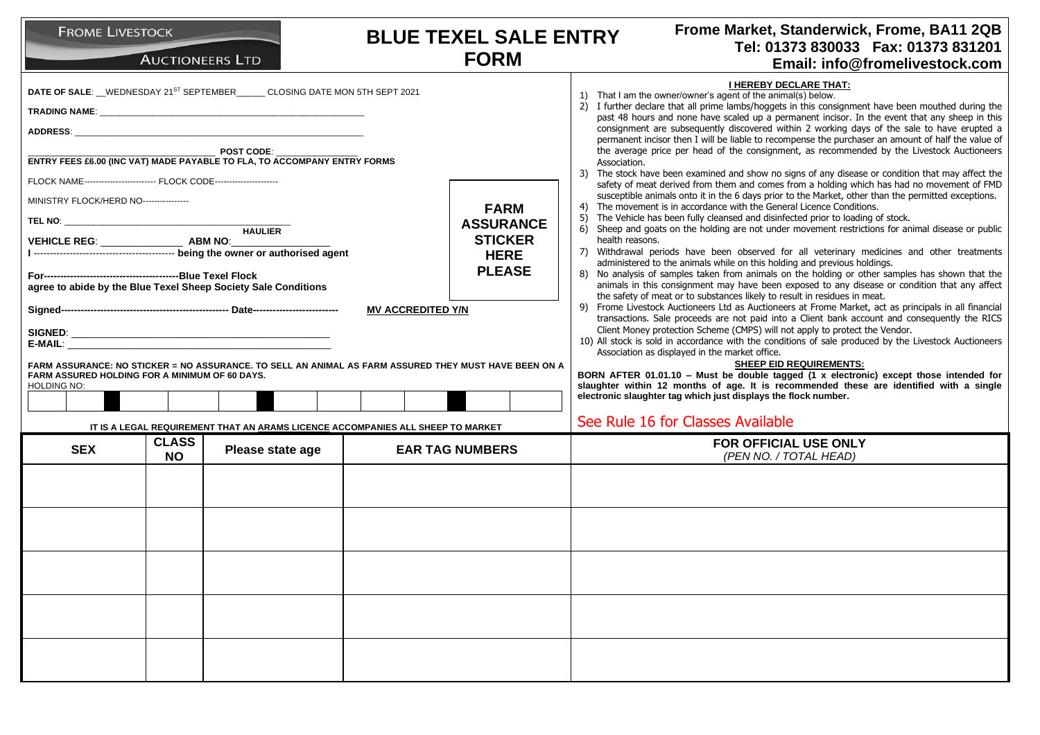FROME LIVESTOCK AUCTIONEERS LTD

# BLUE TEXEL SALE ENTRY FORM

**Frome Market, Standerwick, Frome, BA11 2QB**
**Tel: 01373 830033 Fax: 01373 831201**
**Email: info@fromelivestock.com**

**DATE OF SALE**: \_\_WEDNESDAY 21ST SEPTEMBER\_\_\_\_\_\_ CLOSING DATE MON 5TH SEPT 2021

**TRADING NAME**: \_\_\_\_\_\_\_\_\_\_\_\_\_\_\_\_\_\_\_\_\_\_\_\_\_\_\_\_\_\_\_\_\_\_\_\_\_\_\_\_\_\_\_\_\_\_\_\_

**ADDRESS**: \_\_\_\_\_\_\_\_\_\_\_\_\_\_\_\_\_\_\_\_\_\_\_\_\_\_\_\_\_\_\_\_\_\_\_\_\_\_\_\_\_\_\_\_\_\_\_\_\_\_\_\_

\_\_\_\_\_\_\_\_\_\_\_\_\_\_\_\_\_\_\_\_\_\_\_\_\_\_\_\_\_\_\_\_ **POST CODE**: \_\_\_\_\_\_\_\_\_\_\_\_\_\_\_\_

**ENTRY FEES £6.00 (INC VAT) MADE PAYABLE TO FLA, TO ACCOMPANY ENTRY FORMS**

FLOCK NAME------------------------- FLOCK CODE----------------------

MINISTRY FLOCK/HERD NO----------------

**TEL NO**: \_\_\_\_\_\_\_\_\_\_\_\_\_\_\_\_\_\_\_\_\_\_\_\_\_\_\_\_\_\_\_\_\_\_\_\_\_\_\_\_

**HAULIER**

**VEHICLE REG**: \_\_\_\_\_\_\_\_\_\_\_\_\_\_\_ **ABM NO**: \_\_\_\_\_\_\_\_\_\_\_\_\_\_\_\_\_\_

**I -------------------------------------------- being the owner or authorised agent**

**For------------------------------------------Blue Texel Flock**
**agree to abide by the Blue Texel Sheep Society Sale Conditions**

**Signed--------------------------------------------------- Date--------------------------**

**MV ACCREDITED Y/N**

**FARM ASSURANCE STICKER HERE PLEASE**

**SIGNED**: \_\_\_\_\_\_\_\_\_\_\_\_\_\_\_\_\_\_\_\_\_\_\_\_\_\_\_\_\_\_\_\_\_\_\_\_\_\_\_\_\_\_\_\_

**E-MAIL**: \_\_\_\_\_\_\_\_\_\_\_\_\_\_\_\_\_\_\_\_\_\_\_\_\_\_\_\_\_\_\_\_\_\_\_\_\_\_\_\_\_\_\_\_

**FARM ASSURANCE: NO STICKER = NO ASSURANCE. TO SELL AN ANIMAL AS FARM ASSURED THEY MUST HAVE BEEN ON A FARM ASSURED HOLDING FOR A MINIMUM OF 60 DAYS.**

HOLDING NO:

| | | | | | | | | | | | |
|---|---|---|---|---|---|---|---|---|---|---|---|
| | ■ | | | ■ | | | | | ■ | | |

**IT IS A LEGAL REQUIREMENT THAT AN ARAMS LICENCE ACCOMPANIES ALL SHEEP TO MARKET**

**I HEREBY DECLARE THAT:**

1) That I am the owner/owner's agent of the animal(s) below.
2) I further declare that all prime lambs/hoggets in this consignment have been mouthed during the past 48 hours and none have scaled up a permanent incisor. In the event that any sheep in this consignment are subsequently discovered within 2 working days of the sale to have erupted a permanent incisor then I will be liable to recompense the purchaser an amount of half the value of the average price per head of the consignment, as recommended by the Livestock Auctioneers Association.
3) The stock have been examined and show no signs of any disease or condition that may affect the safety of meat derived from them and comes from a holding which has had no movement of FMD susceptible animals onto it in the 6 days prior to the Market, other than the permitted exceptions.
4) The movement is in accordance with the General Licence Conditions.
5) The Vehicle has been fully cleansed and disinfected prior to loading of stock.
6) Sheep and goats on the holding are not under movement restrictions for animal disease or public health reasons.
7) Withdrawal periods have been observed for all veterinary medicines and other treatments administered to the animals while on this holding and previous holdings.
8) No analysis of samples taken from animals on the holding or other samples has shown that the animals in this consignment may have been exposed to any disease or condition that any affect the safety of meat or to substances likely to result in residues in meat.
9) Frome Livestock Auctioneers Ltd as Auctioneers at Frome Market, act as principals in all financial transactions. Sale proceeds are not paid into a Client bank account and consequently the RICS Client Money protection Scheme (CMPS) will not apply to protect the Vendor.
10) All stock is sold in accordance with the conditions of sale produced by the Livestock Auctioneers Association as displayed in the market office.

**SHEEP EID REQUIREMENTS:**

**BORN AFTER 01.01.10 – Must be double tagged (1 x electronic) except those intended for slaughter within 12 months of age. It is recommended these are identified with a single electronic slaughter tag which just displays the flock number.**

See Rule 16 for Classes Available

| SEX | CLASS NO | Please state age | EAR TAG NUMBERS | FOR OFFICIAL USE ONLY *(PEN NO. / TOTAL HEAD)* |
|---|---|---|---|---|
| | | | | |
| | | | | |
| | | | | |
| | | | | |
| | | | | |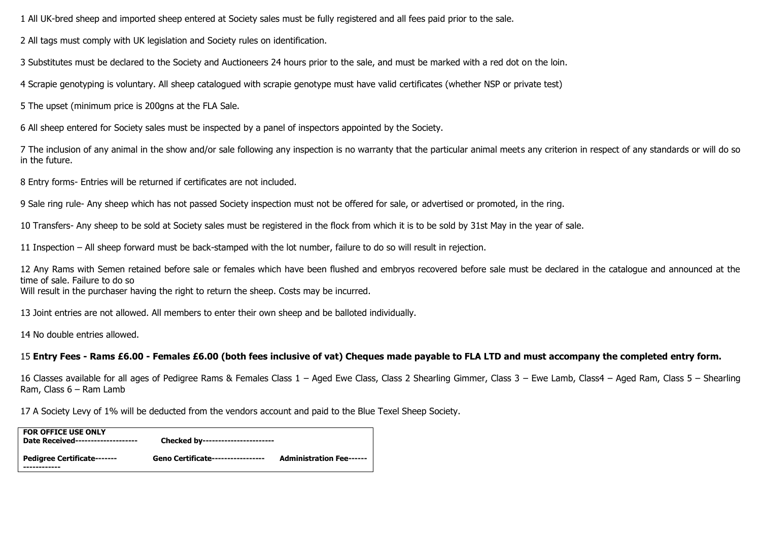1 All UK-bred sheep and imported sheep entered at Society sales must be fully registered and all fees paid prior to the sale.

2 All tags must comply with UK legislation and Society rules on identification.

3 Substitutes must be declared to the Society and Auctioneers 24 hours prior to the sale, and must be marked with a red dot on the loin.

4 Scrapie genotyping is voluntary. All sheep catalogued with scrapie genotype must have valid certificates (whether NSP or private test)

5 The upset (minimum price is 200gns at the FLA Sale.

6 All sheep entered for Society sales must be inspected by a panel of inspectors appointed by the Society.

7 The inclusion of any animal in the show and/or sale following any inspection is no warranty that the particular animal meets any criterion in respect of any standards or will do so in the future.

8 Entry forms- Entries will be returned if certificates are not included.

9 Sale ring rule- Any sheep which has not passed Society inspection must not be offered for sale, or advertised or promoted, in the ring.

10 Transfers- Any sheep to be sold at Society sales must be registered in the flock from which it is to be sold by 31st May in the year of sale.

11 Inspection – All sheep forward must be back-stamped with the lot number, failure to do so will result in rejection.

12 Any Rams with Semen retained before sale or females which have been flushed and embryos recovered before sale must be declared in the catalogue and announced at the time of sale. Failure to do so
Will result in the purchaser having the right to return the sheep. Costs may be incurred.

13 Joint entries are not allowed. All members to enter their own sheep and be balloted individually.

14 No double entries allowed.

15 **Entry Fees - Rams £6.00 - Females £6.00 (both fees inclusive of vat) Cheques made payable to FLA LTD and must accompany the completed entry form.**

16 Classes available for all ages of Pedigree Rams & Females Class 1 – Aged Ewe Class, Class 2 Shearling Gimmer, Class 3 – Ewe Lamb, Class4 – Aged Ram, Class 5 – Shearling Ram, Class 6 – Ram Lamb

17 A Society Levy of 1% will be deducted from the vendors account and paid to the Blue Texel Sheep Society.

| | | |
|---|---|---|
| **FOR OFFICE USE ONLY** | | |
| **Date Received--------------------** | **Checked by-----------------------** | |
| **Pedigree Certificate------- -----------** | **Geno Certificate-----------------** | **Administration Fee------** |